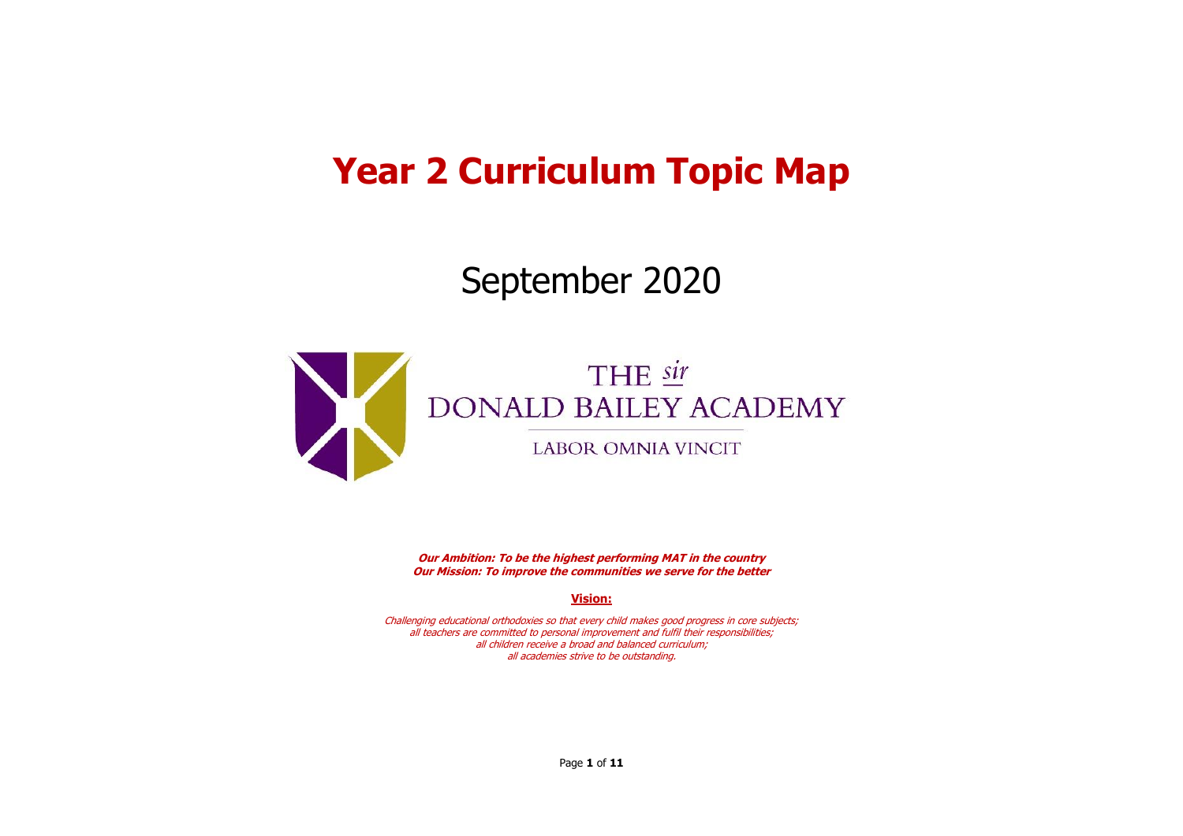# Year 2 Curriculum Topic Map

## September 2020

THE *sir*
DONALD BAILEY ACADEMY

LABOR OMNIA VINCIT

***Our Ambition: To be the highest performing MAT in the country***
***Our Mission: To improve the communities we serve for the better***

**Vision:**

*Challenging educational orthodoxies so that every child makes good progress in core subjects;*
*all teachers are committed to personal improvement and fulfil their responsibilities;*
*all children receive a broad and balanced curriculum;*
*all academies strive to be outstanding.*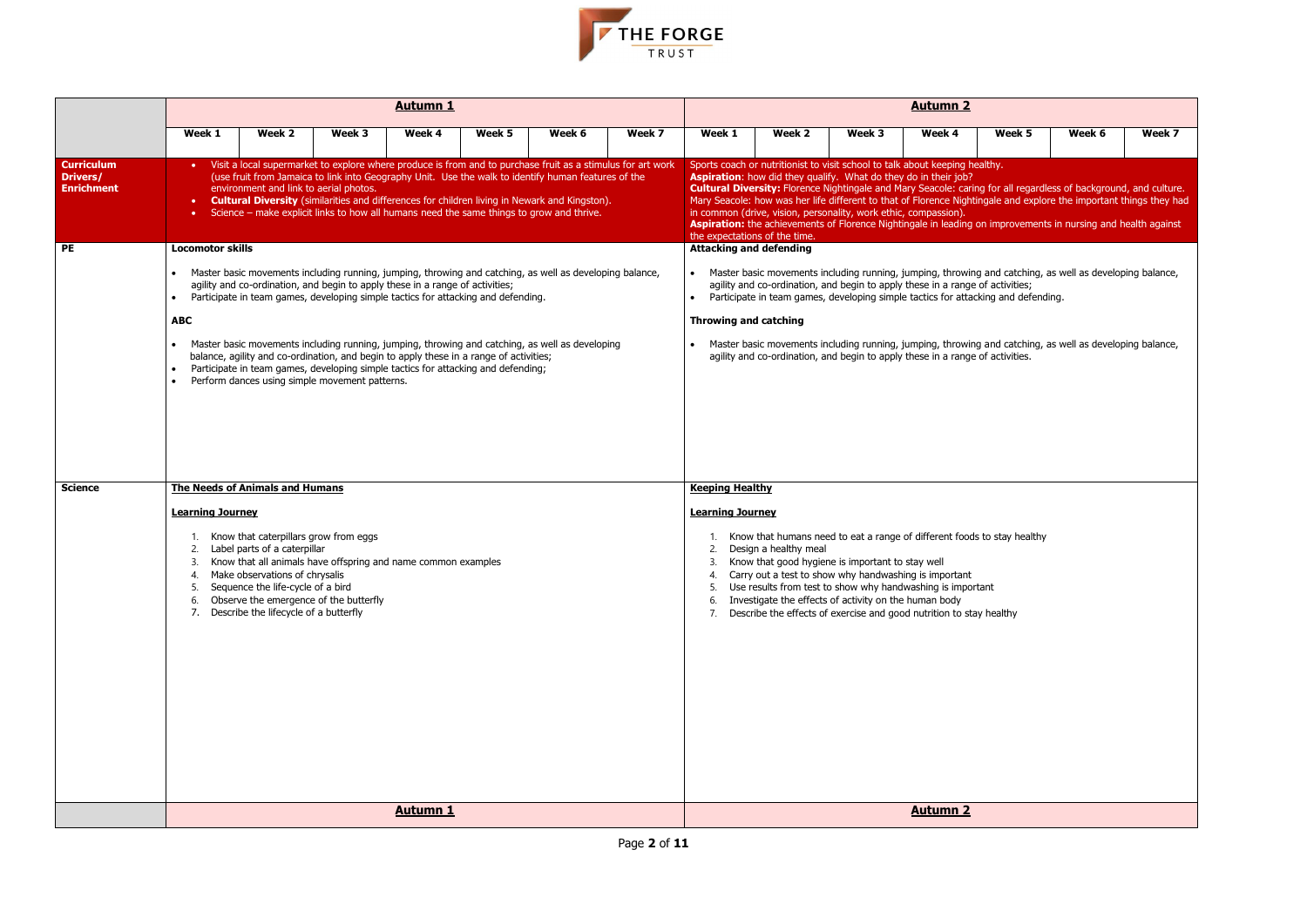| | Autumn 1 | | | | | | | Autumn 2 | | | | | | |
|---|---|---|---|---|---|---|---|---|---|---|---|---|---|---|
| | Week 1 | Week 2 | Week 3 | Week 4 | Week 5 | Week 6 | Week 7 | Week 1 | Week 2 | Week 3 | Week 4 | Week 5 | Week 6 | Week 7 |
| **Curriculum Drivers/ Enrichment** | • Visit a local supermarket to explore where produce is from and to purchase fruit as a stimulus for art work (use fruit from Jamaica to link into Geography Unit. Use the walk to identify human features of the environment and link to aerial photos.<br>• **Cultural Diversity** (similarities and differences for children living in Newark and Kingston).<br>• Science – make explicit links to how all humans need the same things to grow and thrive. | | | | | | | Sports coach or nutritionist to visit school to talk about keeping healthy.<br>**Aspiration**: how did they qualify. What do they do in their job?<br>**Cultural Diversity:** Florence Nightingale and Mary Seacole: caring for all regardless of background, and culture. Mary Seacole: how was her life different to that of Florence Nightingale and explore the important things they had in common (drive, vision, personality, work ethic, compassion).<br>**Aspiration:** the achievements of Florence Nightingale in leading on improvements in nursing and health against the expectations of the time. | | | | | | |
| **PE** | **Locomotor skills**<br>• Master basic movements including running, jumping, throwing and catching, as well as developing balance, agility and co-ordination, and begin to apply these in a range of activities;<br>• Participate in team games, developing simple tactics for attacking and defending.<br><br>**ABC**<br>• Master basic movements including running, jumping, throwing and catching, as well as developing balance, agility and co-ordination, and begin to apply these in a range of activities;<br>• Participate in team games, developing simple tactics for attacking and defending;<br>• Perform dances using simple movement patterns. | | | | | | | **Attacking and defending**<br>• Master basic movements including running, jumping, throwing and catching, as well as developing balance, agility and co-ordination, and begin to apply these in a range of activities;<br>• Participate in team games, developing simple tactics for attacking and defending.<br><br>**Throwing and catching**<br>• Master basic movements including running, jumping, throwing and catching, as well as developing balance, agility and co-ordination, and begin to apply these in a range of activities. | | | | | | |
| **Science** | **The Needs of Animals and Humans**<br><br>**Learning Journey**<br>1. Know that caterpillars grow from eggs<br>2. Label parts of a caterpillar<br>3. Know that all animals have offspring and name common examples<br>4. Make observations of chrysalis<br>5. Sequence the life-cycle of a bird<br>6. Observe the emergence of the butterfly<br>7. Describe the lifecycle of a butterfly | | | | | | | **Keeping Healthy**<br><br>**Learning Journey**<br>1. Know that humans need to eat a range of different foods to stay healthy<br>2. Design a healthy meal<br>3. Know that good hygiene is important to stay well<br>4. Carry out a test to show why handwashing is important<br>5. Use results from test to show why handwashing is important<br>6. Investigate the effects of activity on the human body<br>7. Describe the effects of exercise and good nutrition to stay healthy | | | | | | |
| | Autumn 1 | | | | | | | Autumn 2 | | | | | | |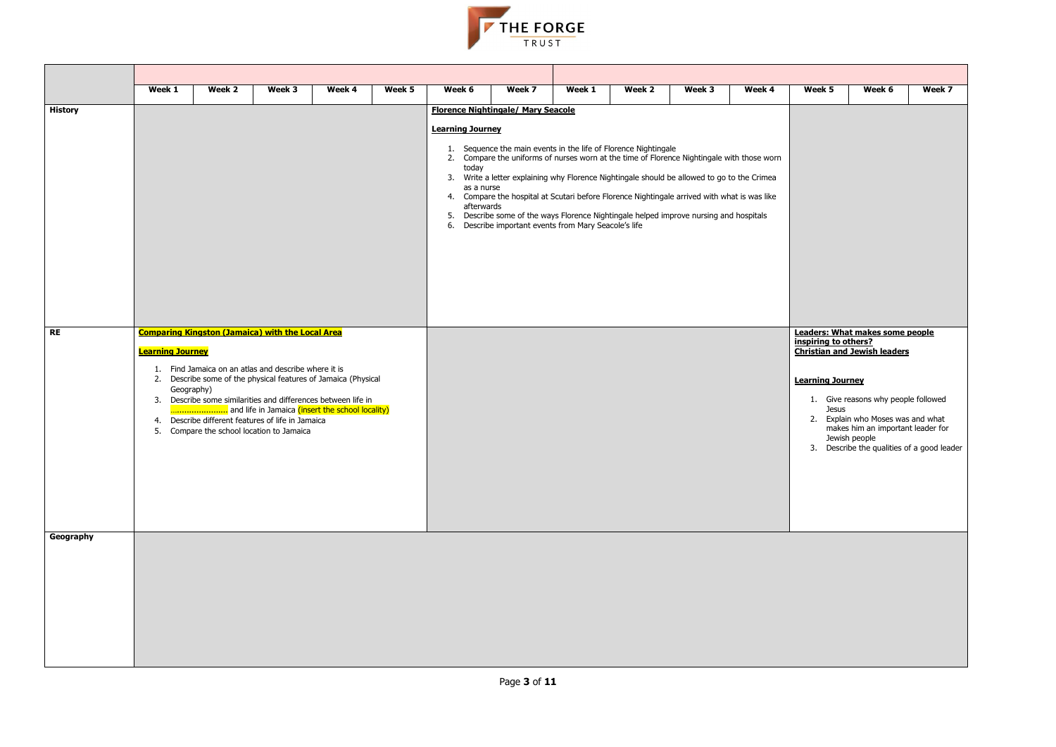| | Week 1 | Week 2 | Week 3 | Week 4 | Week 5 | Week 6 | Week 7 | Week 1 | Week 2 | Week 3 | Week 4 | Week 5 | Week 6 | Week 7 |
|---|---|---|---|---|---|---|---|---|---|---|---|---|---|---|
| **History** | | | | | | **Florence Nightingale/ Mary Seacole**<br><br>**Learning Journey**<br><br>1. Sequence the main events in the life of Florence Nightingale<br>2. Compare the uniforms of nurses worn at the time of Florence Nightingale with those worn today<br>3. Write a letter explaining why Florence Nightingale should be allowed to go to the Crimea as a nurse<br>4. Compare the hospital at Scutari before Florence Nightingale arrived with what is was like afterwards<br>5. Describe some of the ways Florence Nightingale helped improve nursing and hospitals<br>6. Describe important events from Mary Seacole's life | | | | | | | | |
| **RE** | **Comparing Kingston (Jamaica) with the Local Area**<br><br>**Learning Journey**<br><br>1. Find Jamaica on an atlas and describe where it is<br>2. Describe some of the physical features of Jamaica (Physical Geography)<br>3. Describe some similarities and differences between life in ………………….. and life in Jamaica (insert the school locality)<br>4. Describe different features of life in Jamaica<br>5. Compare the school location to Jamaica | | | | | | | | | | | **Leaders: What makes some people inspiring to others? Christian and Jewish leaders**<br><br>**Learning Journey**<br><br>1. Give reasons why people followed Jesus<br>2. Explain who Moses was and what makes him an important leader for Jewish people<br>3. Describe the qualities of a good leader | | |
| **Geography** | | | | | | | | | | | | | | |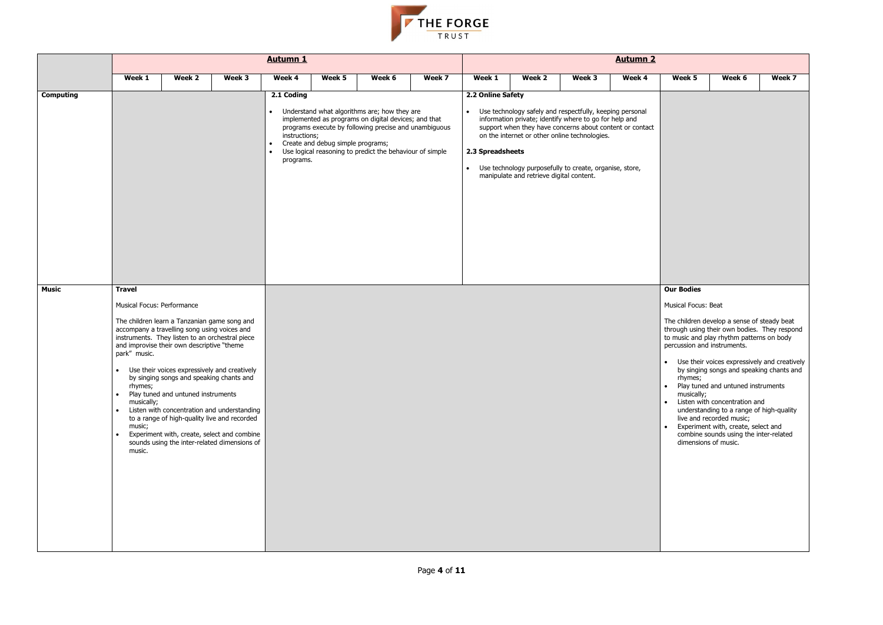| | Autumn 1 | | | | | | | Autumn 2 | | | | | | |
|---|---|---|---|---|---|---|---|---|---|---|---|---|---|---|
| | Week 1 | Week 2 | Week 3 | Week 4 | Week 5 | Week 6 | Week 7 | Week 1 | Week 2 | Week 3 | Week 4 | Week 5 | Week 6 | Week 7 |
| **Computing** | | | | **2.1 Coding**<br><br>• Understand what algorithms are; how they are implemented as programs on digital devices; and that programs execute by following precise and unambiguous instructions;<br>• Create and debug simple programs;<br>• Use logical reasoning to predict the behaviour of simple programs. | | | | **2.2 Online Safety**<br><br>• Use technology safely and respectfully, keeping personal information private; identify where to go for help and support when they have concerns about content or contact on the internet or other online technologies.<br><br>**2.3 Spreadsheets**<br><br>• Use technology purposefully to create, organise, store, manipulate and retrieve digital content. | | | | | | |
| **Music** | **Travel**<br><br>Musical Focus: Performance<br><br>The children learn a Tanzanian game song and accompany a travelling song using voices and instruments. They listen to an orchestral piece and improvise their own descriptive "theme park" music.<br><br>• Use their voices expressively and creatively by singing songs and speaking chants and rhymes;<br>• Play tuned and untuned instruments musically;<br>• Listen with concentration and understanding to a range of high-quality live and recorded music;<br>• Experiment with, create, select and combine sounds using the inter-related dimensions of music. | | | | | | | | | | | **Our Bodies**<br><br>Musical Focus: Beat<br><br>The children develop a sense of steady beat through using their own bodies. They respond to music and play rhythm patterns on body percussion and instruments.<br><br>• Use their voices expressively and creatively by singing songs and speaking chants and rhymes;<br>• Play tuned and untuned instruments musically;<br>• Listen with concentration and understanding to a range of high-quality live and recorded music;<br>• Experiment with, create, select and combine sounds using the inter-related dimensions of music. | | |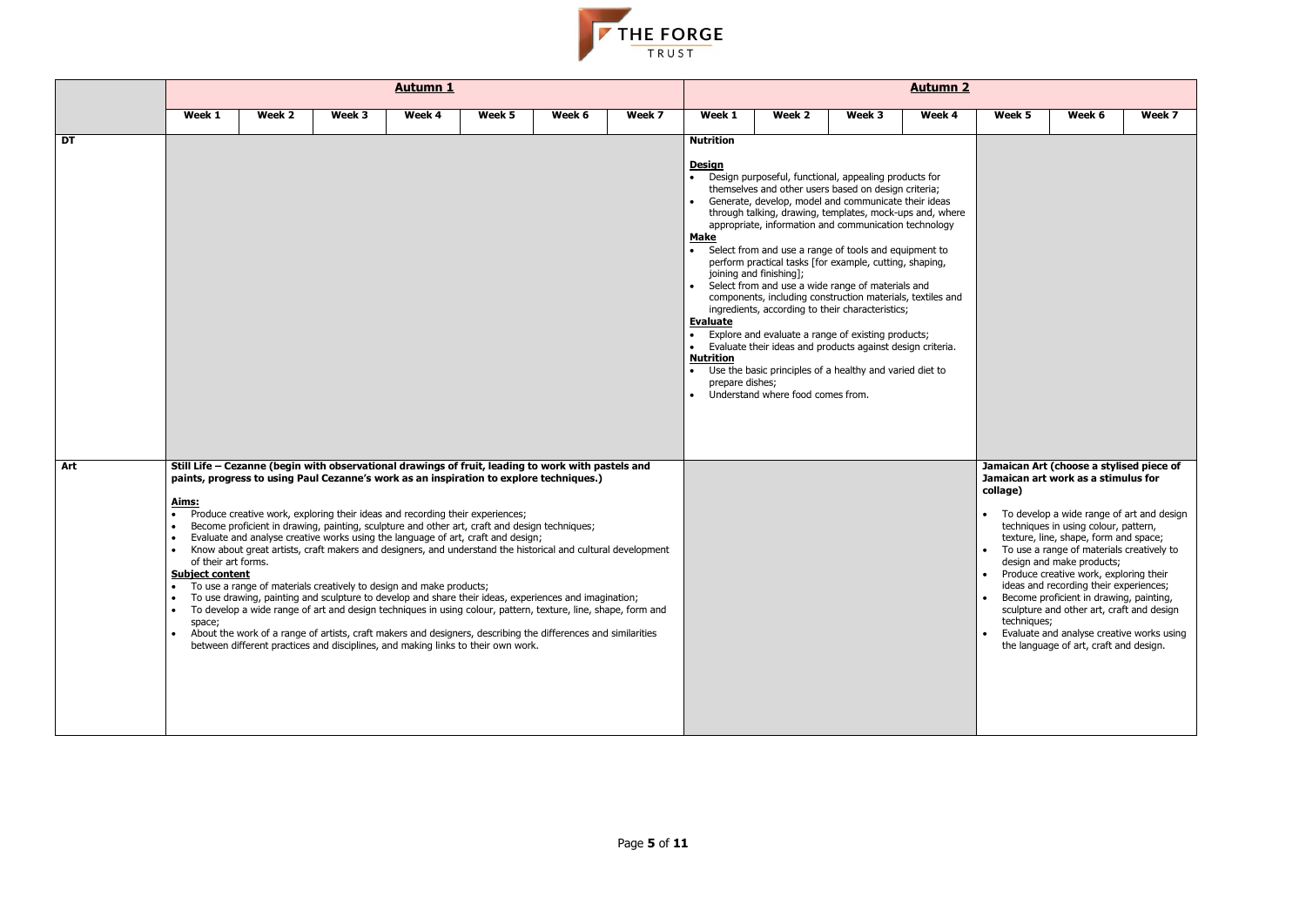| | Autumn 1 | | | | | | | Autumn 2 | | | | | | |
|---|---|---|---|---|---|---|---|---|---|---|---|---|---|---|
| | Week 1 | Week 2 | Week 3 | Week 4 | Week 5 | Week 6 | Week 7 | Week 1 | Week 2 | Week 3 | Week 4 | Week 5 | Week 6 | Week 7 |
| **DT** | | | | | | | | **Nutrition**<br><br>**Design**<br>• Design purposeful, functional, appealing products for themselves and other users based on design criteria;<br>• Generate, develop, model and communicate their ideas through talking, drawing, templates, mock-ups and, where appropriate, information and communication technology<br>**Make**<br>• Select from and use a range of tools and equipment to perform practical tasks [for example, cutting, shaping, joining and finishing];<br>• Select from and use a wide range of materials and components, including construction materials, textiles and ingredients, according to their characteristics;<br>**Evaluate**<br>• Explore and evaluate a range of existing products;<br>• Evaluate their ideas and products against design criteria.<br>**Nutrition**<br>• Use the basic principles of a healthy and varied diet to prepare dishes;<br>• Understand where food comes from. | | | | | | |
| **Art** | **Still Life – Cezanne (begin with observational drawings of fruit, leading to work with pastels and paints, progress to using Paul Cezanne's work as an inspiration to explore techniques.)**<br><br>**Aims:**<br>• Produce creative work, exploring their ideas and recording their experiences;<br>• Become proficient in drawing, painting, sculpture and other art, craft and design techniques;<br>• Evaluate and analyse creative works using the language of art, craft and design;<br>• Know about great artists, craft makers and designers, and understand the historical and cultural development of their art forms.<br>**Subject content**<br>• To use a range of materials creatively to design and make products;<br>• To use drawing, painting and sculpture to develop and share their ideas, experiences and imagination;<br>• To develop a wide range of art and design techniques in using colour, pattern, texture, line, shape, form and space;<br>• About the work of a range of artists, craft makers and designers, describing the differences and similarities between different practices and disciplines, and making links to their own work. | | | | | | | | | | | **Jamaican Art (choose a stylised piece of Jamaican art work as a stimulus for collage)**<br><br>• To develop a wide range of art and design techniques in using colour, pattern, texture, line, shape, form and space;<br>• To use a range of materials creatively to design and make products;<br>• Produce creative work, exploring their ideas and recording their experiences;<br>• Become proficient in drawing, painting, sculpture and other art, craft and design techniques;<br>• Evaluate and analyse creative works using the language of art, craft and design. | | |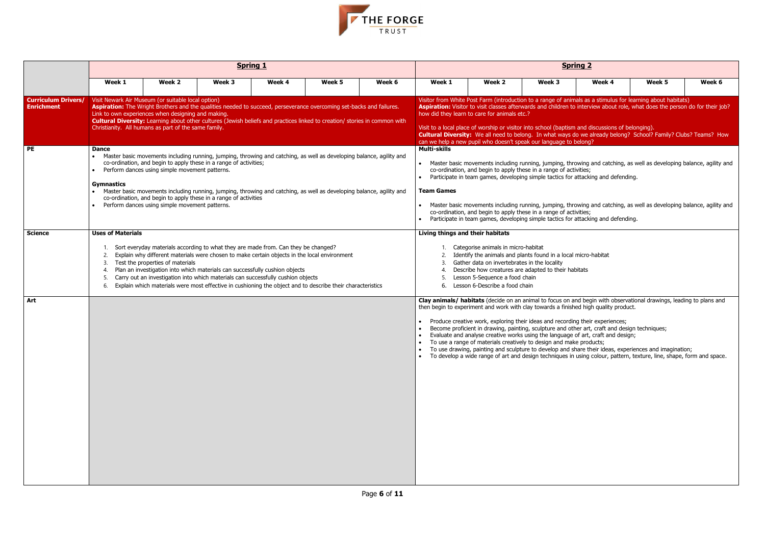THE FORGE TRUST

| | Spring 1 | | | | | | Spring 2 | | | | | |
|---|---|---|---|---|---|---|---|---|---|---|---|---|
| | Week 1 | Week 2 | Week 3 | Week 4 | Week 5 | Week 6 | Week 1 | Week 2 | Week 3 | Week 4 | Week 5 | Week 6 |
| **Curriculum Drivers/ Enrichment** | Visit Newark Air Museum (or suitable local option)<br>**Aspiration:** The Wright Brothers and the qualities needed to succeed, perseverance overcoming set-backs and failures. Link to own experiences when designing and making.<br>**Cultural Diversity:** Learning about other cultures (Jewish beliefs and practices linked to creation/ stories in common with Christianity. All humans as part of the same family. | | | | | | Visitor from White Post Farm (introduction to a range of animals as a stimulus for learning about habitats)<br>**Aspiration:** Visitor to visit classes afterwards and children to interview about role, what does the person do for their job? how did they learn to care for animals etc.?<br><br>Visit to a local place of worship or visitor into school (baptism and discussions of belonging).<br>**Cultural Diversity:** We all need to belong. In what ways do we already belong? School? Family? Clubs? Teams? How can we help a new pupil who doesn't speak our language to belong? | | | | | |
| **PE** | **Dance**<br>• Master basic movements including running, jumping, throwing and catching, as well as developing balance, agility and co-ordination, and begin to apply these in a range of activities;<br>• Perform dances using simple movement patterns.<br><br>**Gymnastics**<br>• Master basic movements including running, jumping, throwing and catching, as well as developing balance, agility and co-ordination, and begin to apply these in a range of activities<br>• Perform dances using simple movement patterns. | | | | | | **Multi-skills**<br>• Master basic movements including running, jumping, throwing and catching, as well as developing balance, agility and co-ordination, and begin to apply these in a range of activities;<br>• Participate in team games, developing simple tactics for attacking and defending.<br><br>**Team Games**<br>• Master basic movements including running, jumping, throwing and catching, as well as developing balance, agility and co-ordination, and begin to apply these in a range of activities;<br>• Participate in team games, developing simple tactics for attacking and defending. | | | | | |
| **Science** | **Uses of Materials**<br>1. Sort everyday materials according to what they are made from. Can they be changed?<br>2. Explain why different materials were chosen to make certain objects in the local environment<br>3. Test the properties of materials<br>4. Plan an investigation into which materials can successfully cushion objects<br>5. Carry out an investigation into which materials can successfully cushion objects<br>6. Explain which materials were most effective in cushioning the object and to describe their characteristics | | | | | | **Living things and their habitats**<br>1. Categorise animals in micro-habitat<br>2. Identify the animals and plants found in a local micro-habitat<br>3. Gather data on invertebrates in the locality<br>4. Describe how creatures are adapted to their habitats<br>5. Lesson 5-Sequence a food chain<br>6. Lesson 6-Describe a food chain | | | | | |
| **Art** | | | | | | | **Clay animals/ habitats** (decide on an animal to focus on and begin with observational drawings, leading to plans and then begin to experiment and work with clay towards a finished high quality product.<br>• Produce creative work, exploring their ideas and recording their experiences;<br>• Become proficient in drawing, painting, sculpture and other art, craft and design techniques;<br>• Evaluate and analyse creative works using the language of art, craft and design;<br>• To use a range of materials creatively to design and make products;<br>• To use drawing, painting and sculpture to develop and share their ideas, experiences and imagination;<br>• To develop a wide range of art and design techniques in using colour, pattern, texture, line, shape, form and space. | | | | | |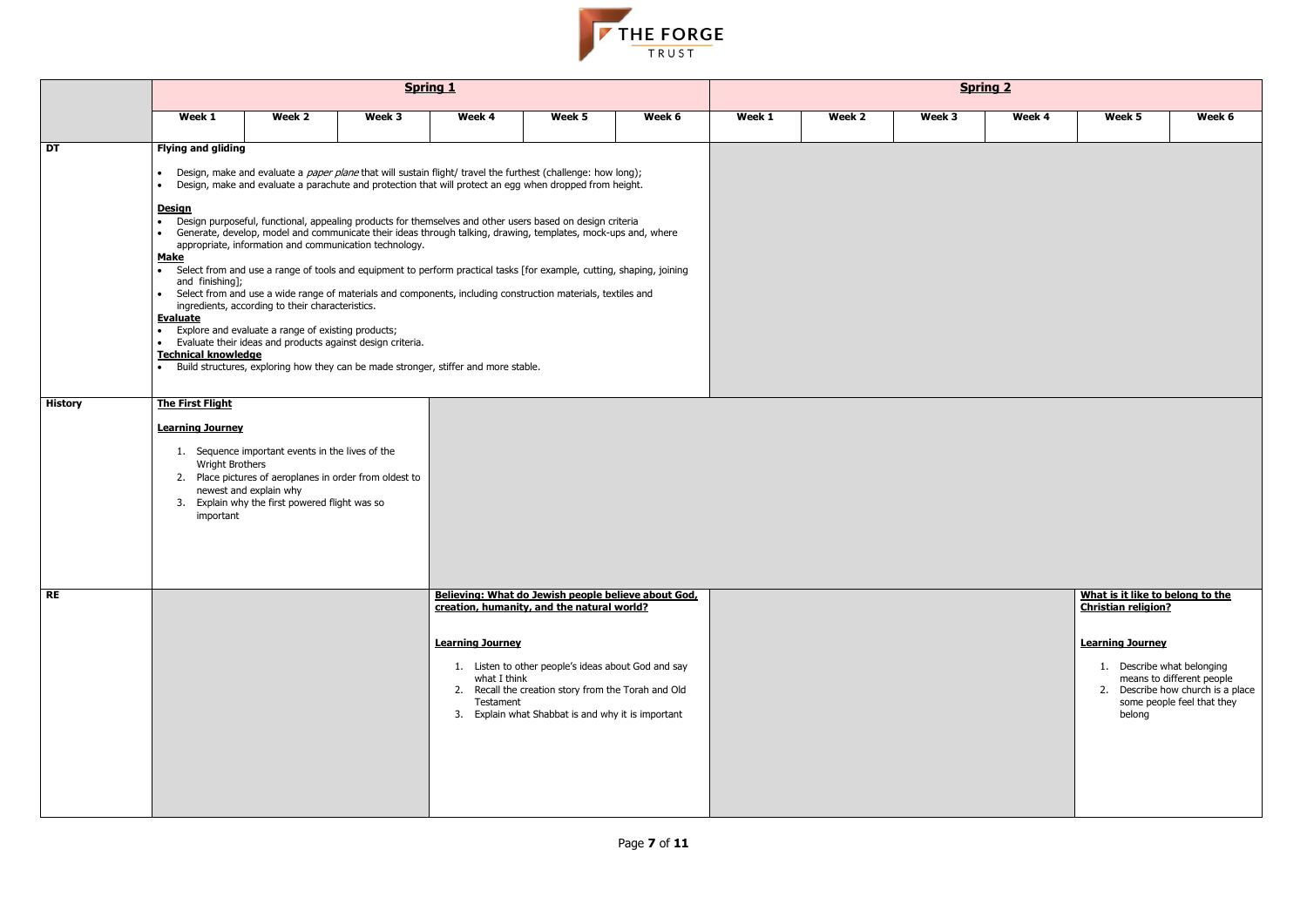| | Spring 1 | | | | | | Spring 2 | | | | | |
|---|---|---|---|---|---|---|---|---|---|---|---|---|
| | Week 1 | Week 2 | Week 3 | Week 4 | Week 5 | Week 6 | Week 1 | Week 2 | Week 3 | Week 4 | Week 5 | Week 6 |
| **DT** | **Flying and gliding**<br>• Design, make and evaluate a *paper plane* that will sustain flight/ travel the furthest (challenge: how long);<br>• Design, make and evaluate a parachute and protection that will protect an egg when dropped from height.<br>**Design**<br>• Design purposeful, functional, appealing products for themselves and other users based on design criteria<br>• Generate, develop, model and communicate their ideas through talking, drawing, templates, mock-ups and, where appropriate, information and communication technology.<br>**Make**<br>• Select from and use a range of tools and equipment to perform practical tasks [for example, cutting, shaping, joining and finishing];<br>• Select from and use a wide range of materials and components, including construction materials, textiles and ingredients, according to their characteristics.<br>**Evaluate**<br>• Explore and evaluate a range of existing products;<br>• Evaluate their ideas and products against design criteria.<br>**Technical knowledge**<br>• Build structures, exploring how they can be made stronger, stiffer and more stable. | | | | | | | | | | | |
| **History** | **The First Flight**<br>**Learning Journey**<br>1. Sequence important events in the lives of the Wright Brothers<br>2. Place pictures of aeroplanes in order from oldest to newest and explain why<br>3. Explain why the first powered flight was so important | | | | | | | | | | | |
| **RE** | | | | **Believing: What do Jewish people believe about God, creation, humanity, and the natural world?**<br>**Learning Journey**<br>1. Listen to other people's ideas about God and say what I think<br>2. Recall the creation story from the Torah and Old Testament<br>3. Explain what Shabbat is and why it is important | | | | | | | **What is it like to belong to the Christian religion?**<br>**Learning Journey**<br>1. Describe what belonging means to different people<br>2. Describe how church is a place some people feel that they belong | |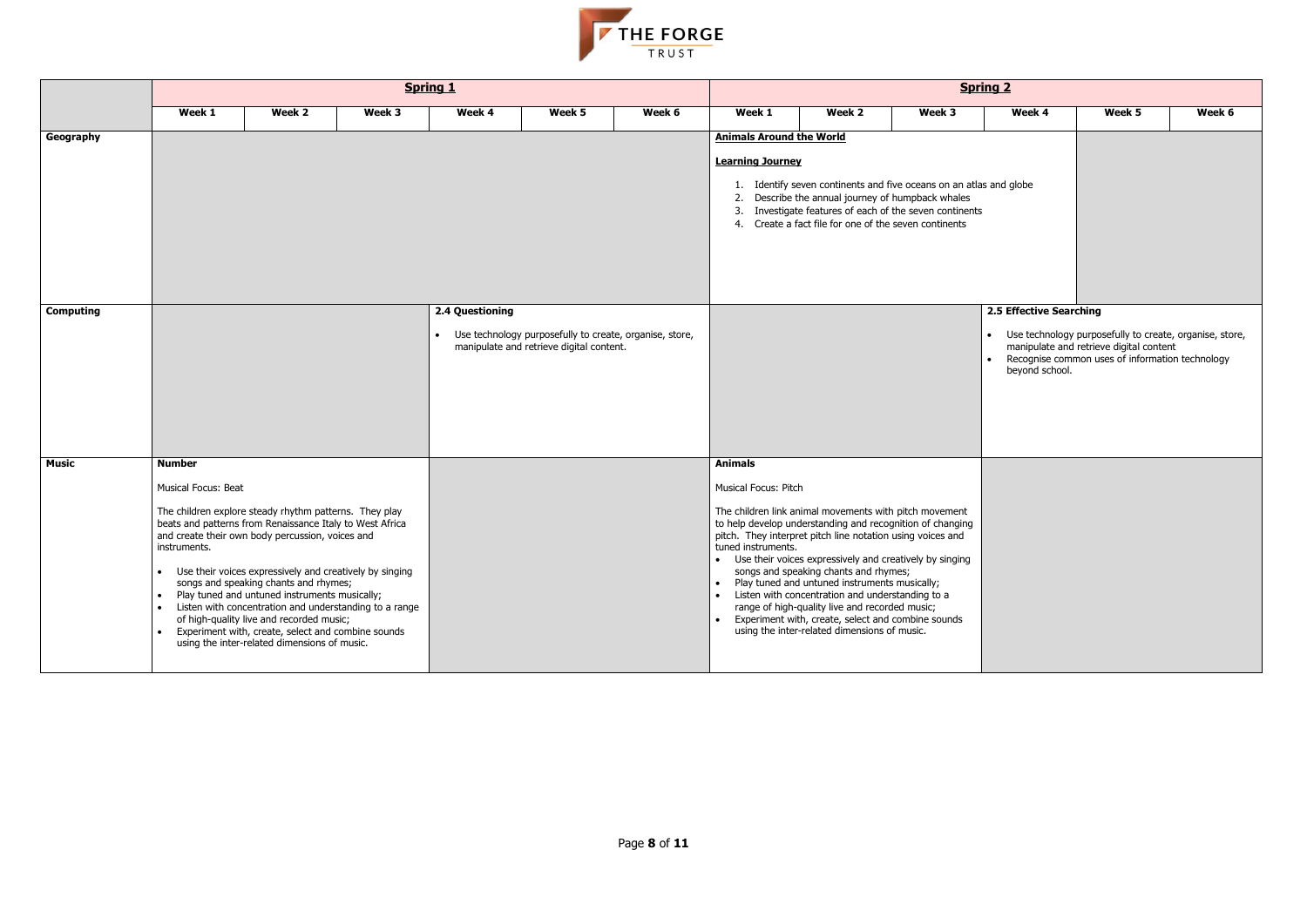| | Spring 1 | | | | | | Spring 2 | | | | | |
|---|---|---|---|---|---|---|---|---|---|---|---|---|
| | Week 1 | Week 2 | Week 3 | Week 4 | Week 5 | Week 6 | Week 1 | Week 2 | Week 3 | Week 4 | Week 5 | Week 6 |
| **Geography** | | | | | | | **Animals Around the World**<br><br>**Learning Journey**<br><br>1. Identify seven continents and five oceans on an atlas and globe<br>2. Describe the annual journey of humpback whales<br>3. Investigate features of each of the seven continents<br>4. Create a fact file for one of the seven continents | | | | | |
| **Computing** | | | | **2.4 Questioning**<br><br>• Use technology purposefully to create, organise, store, manipulate and retrieve digital content. | | | | | | **2.5 Effective Searching**<br><br>• Use technology purposefully to create, organise, store, manipulate and retrieve digital content<br>• Recognise common uses of information technology beyond school. | | |
| **Music** | **Number**<br><br>Musical Focus: Beat<br><br>The children explore steady rhythm patterns. They play beats and patterns from Renaissance Italy to West Africa and create their own body percussion, voices and instruments.<br><br>• Use their voices expressively and creatively by singing songs and speaking chants and rhymes;<br>• Play tuned and untuned instruments musically;<br>• Listen with concentration and understanding to a range of high-quality live and recorded music;<br>• Experiment with, create, select and combine sounds using the inter-related dimensions of music. | | | | | | **Animals**<br><br>Musical Focus: Pitch<br><br>The children link animal movements with pitch movement to help develop understanding and recognition of changing pitch. They interpret pitch line notation using voices and tuned instruments.<br>• Use their voices expressively and creatively by singing songs and speaking chants and rhymes;<br>• Play tuned and untuned instruments musically;<br>• Listen with concentration and understanding to a range of high-quality live and recorded music;<br>• Experiment with, create, select and combine sounds using the inter-related dimensions of music. | | | | | |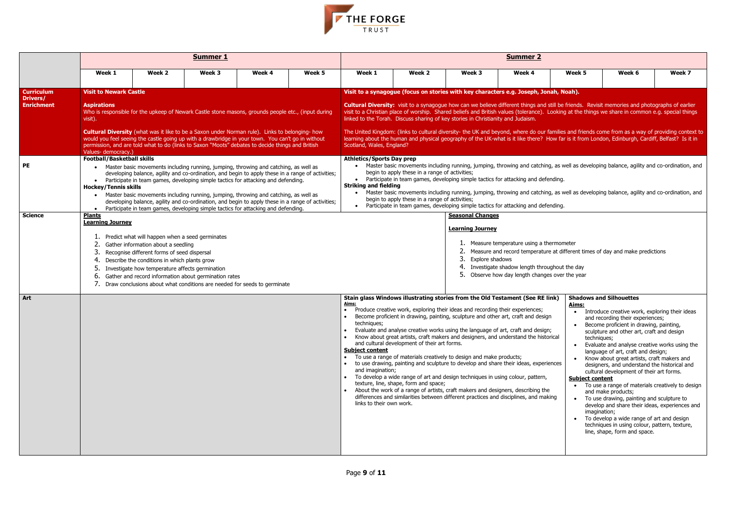THE FORGE TRUST

| | Summer 1 | | | | | Summer 2 | | | | | | |
|---|---|---|---|---|---|---|---|---|---|---|---|---|
| | Week 1 | Week 2 | Week 3 | Week 4 | Week 5 | Week 1 | Week 2 | Week 3 | Week 4 | Week 5 | Week 6 | Week 7 |
| **Curriculum Drivers/ Enrichment** | **Visit to Newark Castle**<br><br>**Aspirations**<br>Who is responsible for the upkeep of Newark Castle stone masons, grounds people etc., (input during visit).<br><br>**Cultural Diversity** (what was it like to be a Saxon under Norman rule). Links to belonging- how would you feel seeing the castle going up with a drawbridge in your town. You can't go in without permission, and are told what to do (links to Saxon "Moots" debates to decide things and British Values- democracy.) | | | | | **Visit to a synagogue (focus on stories with key characters e.g. Joseph, Jonah, Noah).**<br><br>**Cultural Diversity:** visit to a synagogue how can we believe different things and still be friends. Revisit memories and photographs of earlier visit to a Christian place of worship. Shared beliefs and British values (tolerance). Looking at the things we share in common e.g. special things linked to the Torah. Discuss sharing of key stories in Christianity and Judaism.<br><br>The United Kingdom: (links to cultural diversity- the UK and beyond, where do our families and friends come from as a way of providing context to learning about the human and physical geography of the UK-what is it like there? How far is it from London, Edinburgh, Cardiff, Belfast? Is it in Scotland, Wales, England? | | | | | | |
| **PE** | **Football/Basketball skills**<br>• Master basic movements including running, jumping, throwing and catching, as well as developing balance, agility and co-ordination, and begin to apply these in a range of activities;<br>• Participate in team games, developing simple tactics for attacking and defending.<br>**Hockey/Tennis skills**<br>• Master basic movements including running, jumping, throwing and catching, as well as developing balance, agility and co-ordination, and begin to apply these in a range of activities;<br>• Participate in team games, developing simple tactics for attacking and defending. | | | | | **Athletics/Sports Day prep**<br>• Master basic movements including running, jumping, throwing and catching, as well as developing balance, agility and co-ordination, and begin to apply these in a range of activities;<br>• Participate in team games, developing simple tactics for attacking and defending.<br>**Striking and fielding**<br>• Master basic movements including running, jumping, throwing and catching, as well as developing balance, agility and co-ordination, and begin to apply these in a range of activities;<br>• Participate in team games, developing simple tactics for attacking and defending. | | | | | | |
| **Science** | **Plants**<br>**Learning Journey**<br>1. Predict what will happen when a seed germinates<br>2. Gather information about a seedling<br>3. Recognise different forms of seed dispersal<br>4. Describe the conditions in which plants grow<br>5. Investigate how temperature affects germination<br>6. Gather and record information about germination rates<br>7. Draw conclusions about what conditions are needed for seeds to germinate | | | | | | | **Seasonal Changes**<br>**Learning Journey**<br>1. Measure temperature using a thermometer<br>2. Measure and record temperature at different times of day and make predictions<br>3. Explore shadows<br>4. Investigate shadow length throughout the day<br>5. Observe how day length changes over the year | | | | |
| **Art** | | | | | | **Stain glass Windows illustrating stories from the Old Testament (See RE link)**<br>**Aims:**<br>• Produce creative work, exploring their ideas and recording their experiences;<br>• Become proficient in drawing, painting, sculpture and other art, craft and design techniques;<br>• Evaluate and analyse creative works using the language of art, craft and design;<br>• Know about great artists, craft makers and designers, and understand the historical and cultural development of their art forms.<br>**Subject content**<br>• To use a range of materials creatively to design and make products;<br>• to use drawing, painting and sculpture to develop and share their ideas, experiences and imagination;<br>• To develop a wide range of art and design techniques in using colour, pattern, texture, line, shape, form and space;<br>• About the work of a range of artists, craft makers and designers, describing the differences and similarities between different practices and disciplines, and making links to their own work. | | | | **Shadows and Silhouettes**<br>**Aims:**<br>• Introduce creative work, exploring their ideas and recording their experiences;<br>• Become proficient in drawing, painting, sculpture and other art, craft and design techniques;<br>• Evaluate and analyse creative works using the language of art, craft and design;<br>• Know about great artists, craft makers and designers, and understand the historical and cultural development of their art forms.<br>**Subject content**<br>• To use a range of materials creatively to design and make products;<br>• To use drawing, painting and sculpture to develop and share their ideas, experiences and imagination;<br>• To develop a wide range of art and design techniques in using colour, pattern, texture, line, shape, form and space. | | |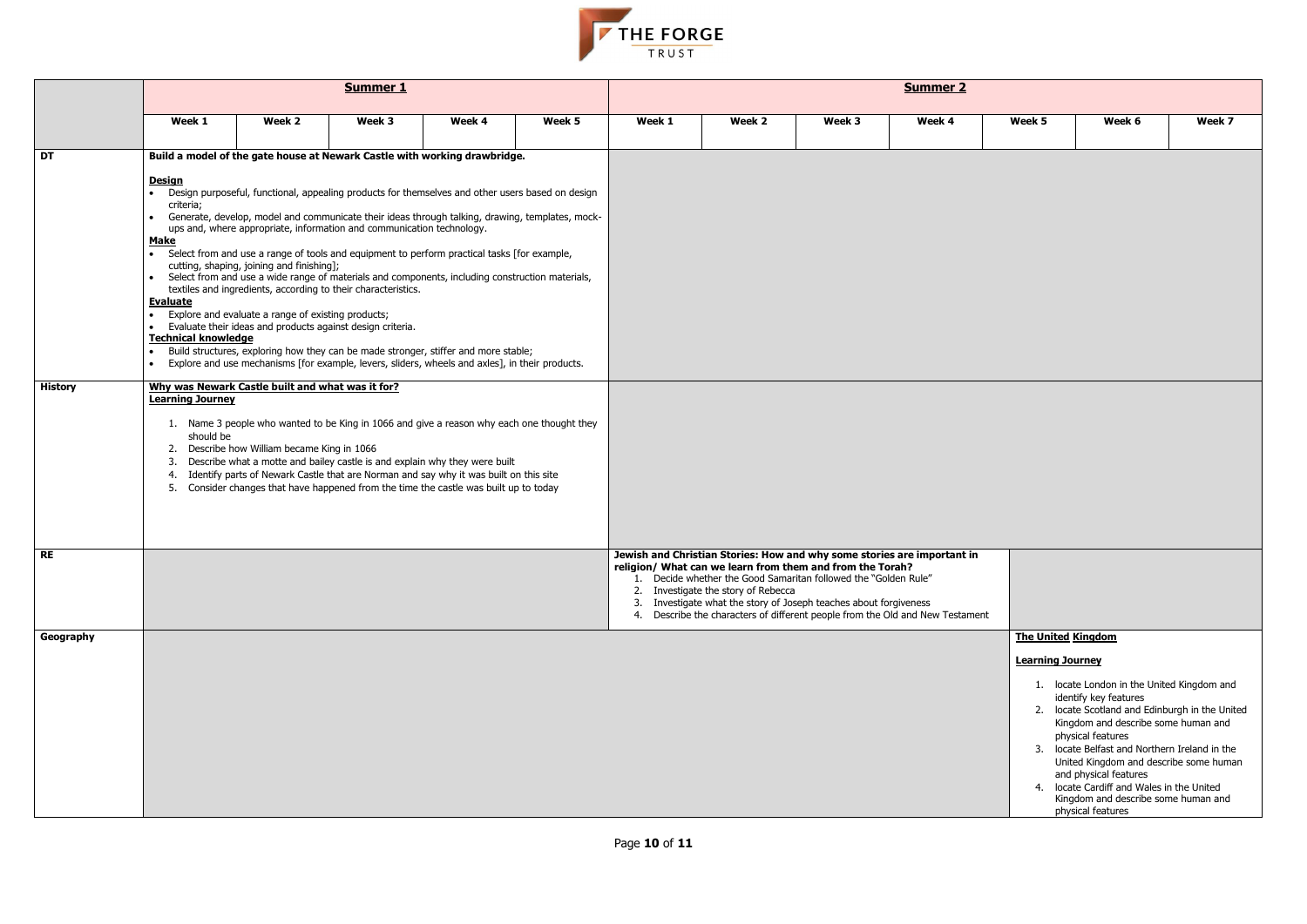| | **Summer 1** | | | | | **Summer 2** | | | | | | |
|---|---|---|---|---|---|---|---|---|---|---|---|---|
| | **Week 1** | **Week 2** | **Week 3** | **Week 4** | **Week 5** | **Week 1** | **Week 2** | **Week 3** | **Week 4** | **Week 5** | **Week 6** | **Week 7** |
| **DT** | **Build a model of the gate house at Newark Castle with working drawbridge.**<br><br>**Design**<br>• Design purposeful, functional, appealing products for themselves and other users based on design criteria;<br>• Generate, develop, model and communicate their ideas through talking, drawing, templates, mock-ups and, where appropriate, information and communication technology.<br>**Make**<br>• Select from and use a range of tools and equipment to perform practical tasks [for example, cutting, shaping, joining and finishing];<br>• Select from and use a wide range of materials and components, including construction materials, textiles and ingredients, according to their characteristics.<br>**Evaluate**<br>• Explore and evaluate a range of existing products;<br>• Evaluate their ideas and products against design criteria.<br>**Technical knowledge**<br>• Build structures, exploring how they can be made stronger, stiffer and more stable;<br>• Explore and use mechanisms [for example, levers, sliders, wheels and axles], in their products. | | | | | | | | | | | |
| **History** | **Why was Newark Castle built and what was it for?**<br>**Learning Journey**<br><br>1. Name 3 people who wanted to be King in 1066 and give a reason why each one thought they should be<br>2. Describe how William became King in 1066<br>3. Describe what a motte and bailey castle is and explain why they were built<br>4. Identify parts of Newark Castle that are Norman and say why it was built on this site<br>5. Consider changes that have happened from the time the castle was built up to today | | | | | | | | | | | |
| **RE** | | | | | | **Jewish and Christian Stories: How and why some stories are important in religion/ What can we learn from them and from the Torah?**<br>1. Decide whether the Good Samaritan followed the "Golden Rule"<br>2. Investigate the story of Rebecca<br>3. Investigate what the story of Joseph teaches about forgiveness<br>4. Describe the characters of different people from the Old and New Testament | | | | | | |
| **Geography** | | | | | | | | | | **The United Kingdom**<br><br>**Learning Journey**<br><br>1. locate London in the United Kingdom and identify key features<br>2. locate Scotland and Edinburgh in the United Kingdom and describe some human and physical features<br>3. locate Belfast and Northern Ireland in the United Kingdom and describe some human and physical features<br>4. locate Cardiff and Wales in the United Kingdom and describe some human and physical features | | |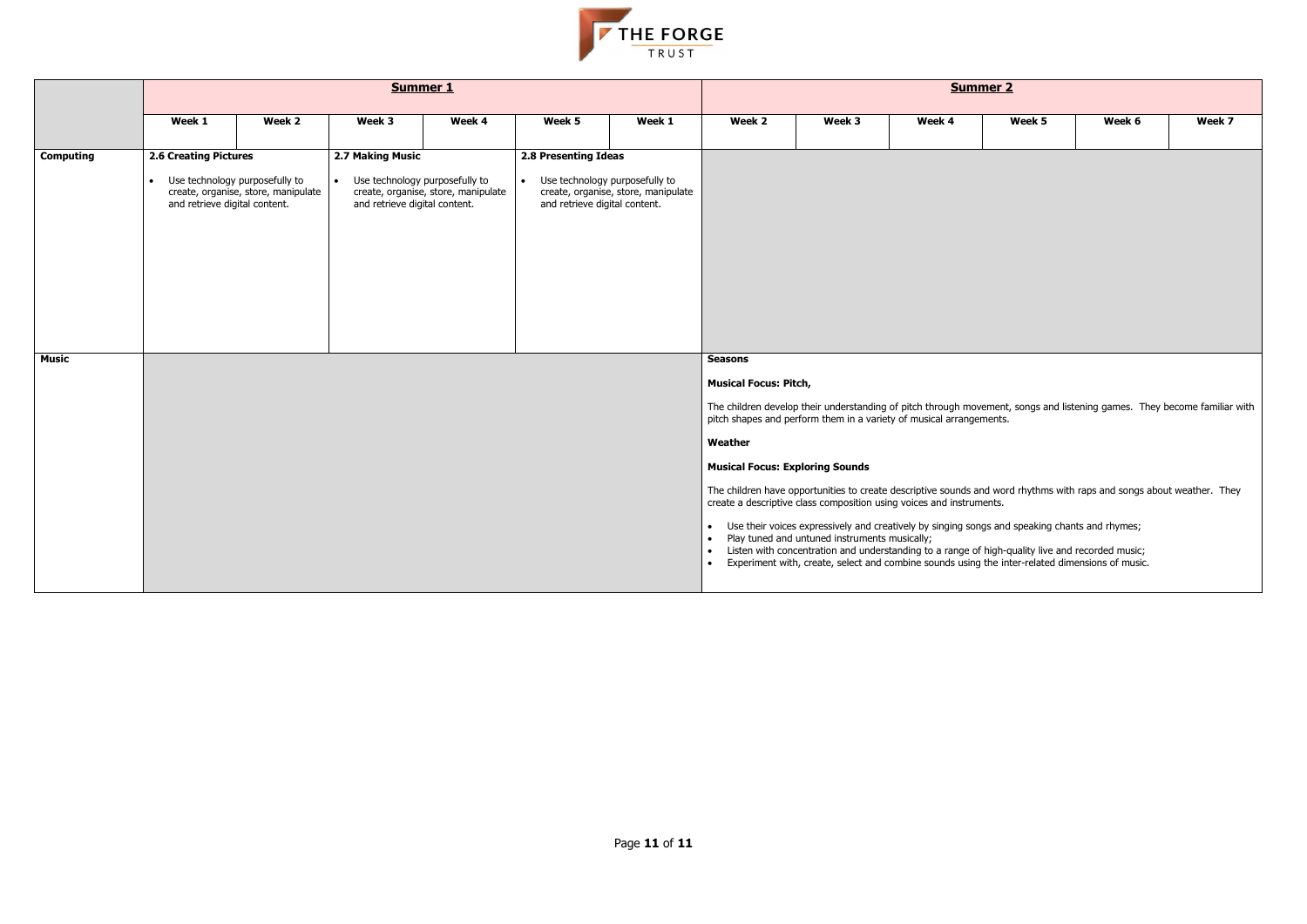| | Summer 1 | | | | | | Summer 2 | | | | | |
|---|---|---|---|---|---|---|---|---|---|---|---|---|
| | **Week 1** | **Week 2** | **Week 3** | **Week 4** | **Week 5** | **Week 1** | **Week 2** | **Week 3** | **Week 4** | **Week 5** | **Week 6** | **Week 7** |
| **Computing** | **2.6 Creating Pictures**<br><br>• Use technology purposefully to create, organise, store, manipulate and retrieve digital content. | | **2.7 Making Music**<br><br>• Use technology purposefully to create, organise, store, manipulate and retrieve digital content. | | **2.8 Presenting Ideas**<br><br>• Use technology purposefully to create, organise, store, manipulate and retrieve digital content. | | | | | | | |
| **Music** | | | | | | | **Seasons**<br><br>**Musical Focus: Pitch,**<br><br>The children develop their understanding of pitch through movement, songs and listening games. They become familiar with pitch shapes and perform them in a variety of musical arrangements.<br><br>**Weather**<br><br>**Musical Focus: Exploring Sounds**<br><br>The children have opportunities to create descriptive sounds and word rhythms with raps and songs about weather. They create a descriptive class composition using voices and instruments.<br><br>• Use their voices expressively and creatively by singing songs and speaking chants and rhymes;<br>• Play tuned and untuned instruments musically;<br>• Listen with concentration and understanding to a range of high-quality live and recorded music;<br>• Experiment with, create, select and combine sounds using the inter-related dimensions of music. | | | | | |